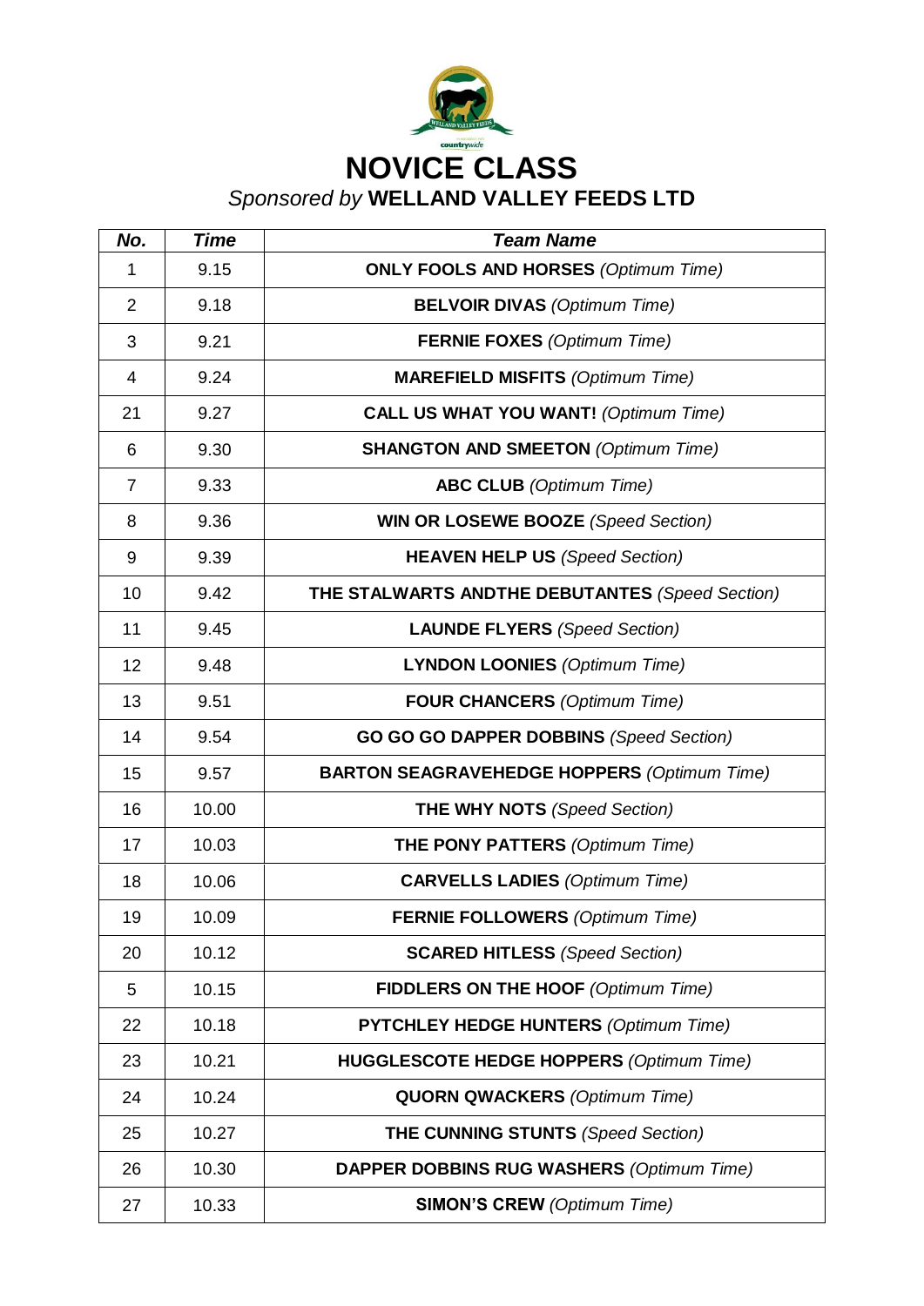# NOVICE CLASS

*Sponsored by* **WELLAND VALLEY FEEDS LTD**

| *No.* | *Time* | *Team Name* |
|---|---|---|
| 1 | 9.15 | **ONLY FOOLS AND HORSES** *(Optimum Time)* |
| 2 | 9.18 | **BELVOIR DIVAS** *(Optimum Time)* |
| 3 | 9.21 | **FERNIE FOXES** *(Optimum Time)* |
| 4 | 9.24 | **MAREFIELD MISFITS** *(Optimum Time)* |
| 21 | 9.27 | **CALL US WHAT YOU WANT!** *(Optimum Time)* |
| 6 | 9.30 | **SHANGTON AND SMEETON** *(Optimum Time)* |
| 7 | 9.33 | **ABC CLUB** *(Optimum Time)* |
| 8 | 9.36 | **WIN OR LOSEWE BOOZE** *(Speed Section)* |
| 9 | 9.39 | **HEAVEN HELP US** *(Speed Section)* |
| 10 | 9.42 | **THE STALWARTS ANDTHE DEBUTANTES** *(Speed Section)* |
| 11 | 9.45 | **LAUNDE FLYERS** *(Speed Section)* |
| 12 | 9.48 | **LYNDON LOONIES** *(Optimum Time)* |
| 13 | 9.51 | **FOUR CHANCERS** *(Optimum Time)* |
| 14 | 9.54 | **GO GO GO DAPPER DOBBINS** *(Speed Section)* |
| 15 | 9.57 | **BARTON SEAGRAVEHEDGE HOPPERS** *(Optimum Time)* |
| 16 | 10.00 | **THE WHY NOTS** *(Speed Section)* |
| 17 | 10.03 | **THE PONY PATTERS** *(Optimum Time)* |
| 18 | 10.06 | **CARVELLS LADIES** *(Optimum Time)* |
| 19 | 10.09 | **FERNIE FOLLOWERS** *(Optimum Time)* |
| 20 | 10.12 | **SCARED HITLESS** *(Speed Section)* |
| 5 | 10.15 | **FIDDLERS ON THE HOOF** *(Optimum Time)* |
| 22 | 10.18 | **PYTCHLEY HEDGE HUNTERS** *(Optimum Time)* |
| 23 | 10.21 | **HUGGLESCOTE HEDGE HOPPERS** *(Optimum Time)* |
| 24 | 10.24 | **QUORN QWACKERS** *(Optimum Time)* |
| 25 | 10.27 | **THE CUNNING STUNTS** *(Speed Section)* |
| 26 | 10.30 | **DAPPER DOBBINS RUG WASHERS** *(Optimum Time)* |
| 27 | 10.33 | **SIMON'S CREW** *(Optimum Time)* |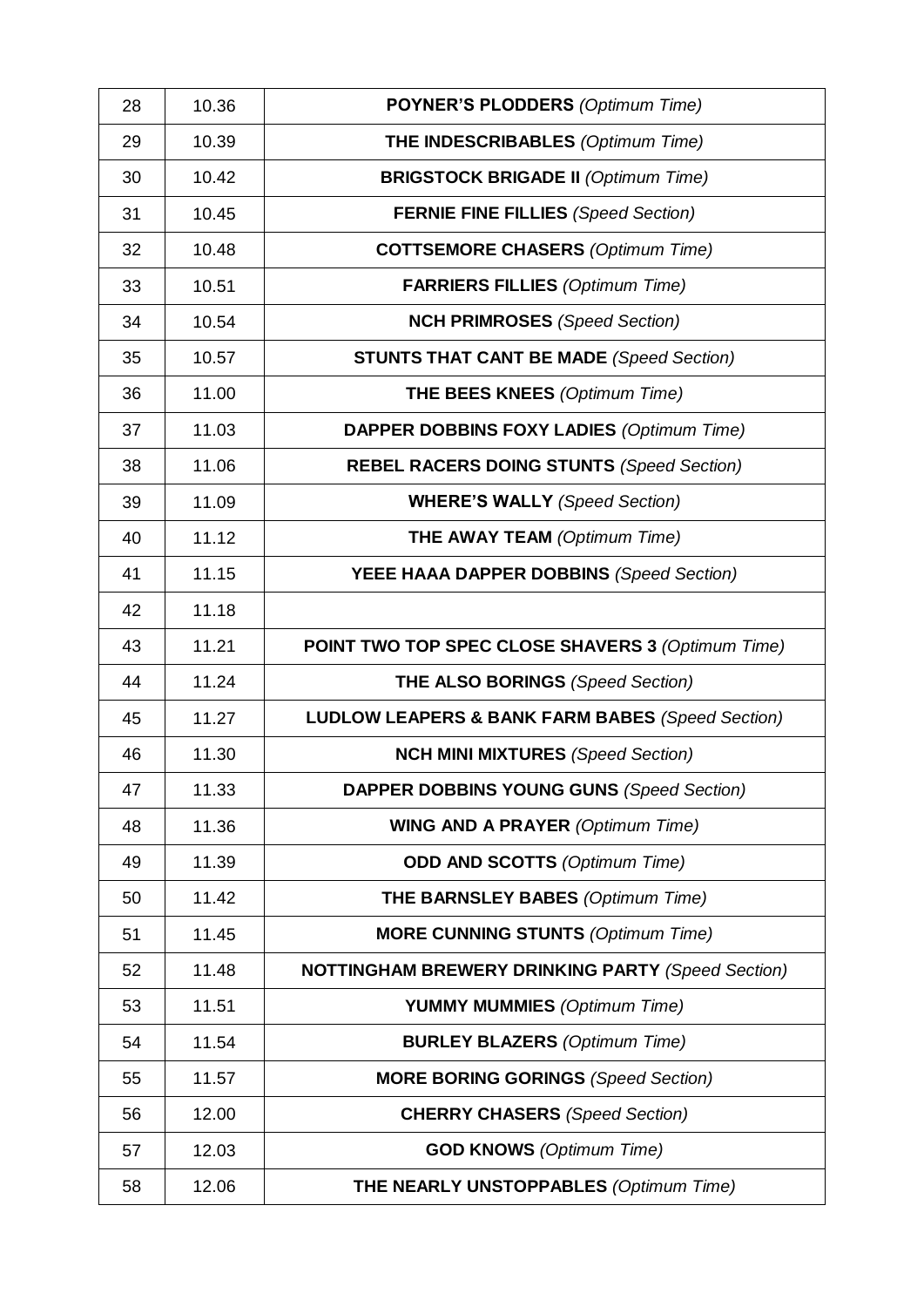| | | |
|---|---|---|
| 28 | 10.36 | **POYNER'S PLODDERS** *(Optimum Time)* |
| 29 | 10.39 | **THE INDESCRIBABLES** *(Optimum Time)* |
| 30 | 10.42 | **BRIGSTOCK BRIGADE II** *(Optimum Time)* |
| 31 | 10.45 | **FERNIE FINE FILLIES** *(Speed Section)* |
| 32 | 10.48 | **COTTSEMORE CHASERS** *(Optimum Time)* |
| 33 | 10.51 | **FARRIERS FILLIES** *(Optimum Time)* |
| 34 | 10.54 | **NCH PRIMROSES** *(Speed Section)* |
| 35 | 10.57 | **STUNTS THAT CANT BE MADE** *(Speed Section)* |
| 36 | 11.00 | **THE BEES KNEES** *(Optimum Time)* |
| 37 | 11.03 | **DAPPER DOBBINS FOXY LADIES** *(Optimum Time)* |
| 38 | 11.06 | **REBEL RACERS DOING STUNTS** *(Speed Section)* |
| 39 | 11.09 | **WHERE'S WALLY** *(Speed Section)* |
| 40 | 11.12 | **THE AWAY TEAM** *(Optimum Time)* |
| 41 | 11.15 | **YEEE HAAA DAPPER DOBBINS** *(Speed Section)* |
| 42 | 11.18 | |
| 43 | 11.21 | **POINT TWO TOP SPEC CLOSE SHAVERS 3** *(Optimum Time)* |
| 44 | 11.24 | **THE ALSO BORINGS** *(Speed Section)* |
| 45 | 11.27 | **LUDLOW LEAPERS & BANK FARM BABES** *(Speed Section)* |
| 46 | 11.30 | **NCH MINI MIXTURES** *(Speed Section)* |
| 47 | 11.33 | **DAPPER DOBBINS YOUNG GUNS** *(Speed Section)* |
| 48 | 11.36 | **WING AND A PRAYER** *(Optimum Time)* |
| 49 | 11.39 | **ODD AND SCOTTS** *(Optimum Time)* |
| 50 | 11.42 | **THE BARNSLEY BABES** *(Optimum Time)* |
| 51 | 11.45 | **MORE CUNNING STUNTS** *(Optimum Time)* |
| 52 | 11.48 | **NOTTINGHAM BREWERY DRINKING PARTY** *(Speed Section)* |
| 53 | 11.51 | **YUMMY MUMMIES** *(Optimum Time)* |
| 54 | 11.54 | **BURLEY BLAZERS** *(Optimum Time)* |
| 55 | 11.57 | **MORE BORING GORINGS** *(Speed Section)* |
| 56 | 12.00 | **CHERRY CHASERS** *(Speed Section)* |
| 57 | 12.03 | **GOD KNOWS** *(Optimum Time)* |
| 58 | 12.06 | **THE NEARLY UNSTOPPABLES** *(Optimum Time)* |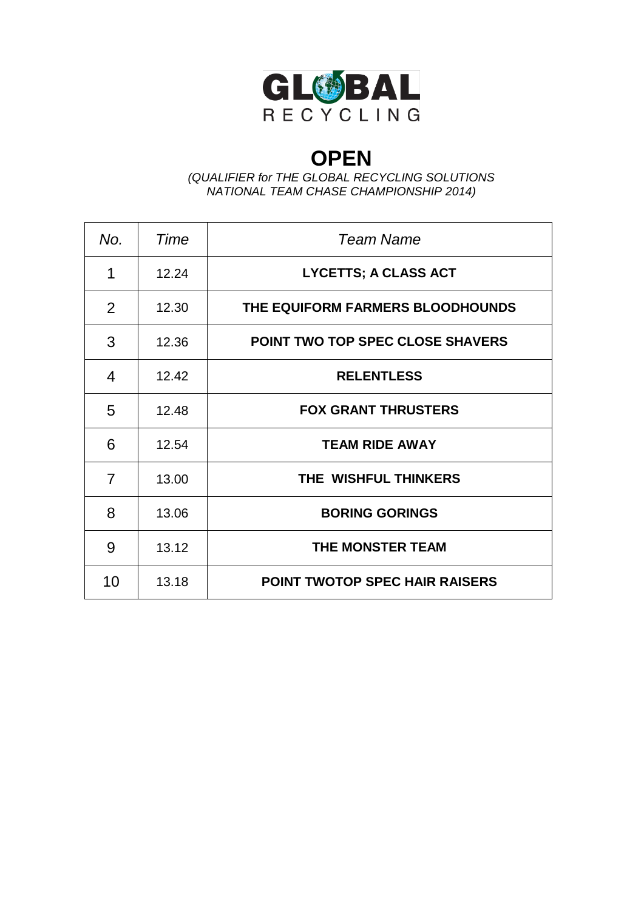GLOBAL RECYCLING

# OPEN

*(QUALIFIER for THE GLOBAL RECYCLING SOLUTIONS NATIONAL TEAM CHASE CHAMPIONSHIP 2014)*

| *No.* | *Time* | *Team Name* |
|---|---|---|
| 1 | 12.24 | **LYCETTS; A CLASS ACT** |
| 2 | 12.30 | **THE EQUIFORM FARMERS BLOODHOUNDS** |
| 3 | 12.36 | **POINT TWO TOP SPEC CLOSE SHAVERS** |
| 4 | 12.42 | **RELENTLESS** |
| 5 | 12.48 | **FOX GRANT THRUSTERS** |
| 6 | 12.54 | **TEAM RIDE AWAY** |
| 7 | 13.00 | **THE WISHFUL THINKERS** |
| 8 | 13.06 | **BORING GORINGS** |
| 9 | 13.12 | **THE MONSTER TEAM** |
| 10 | 13.18 | **POINT TWOTOP SPEC HAIR RAISERS** |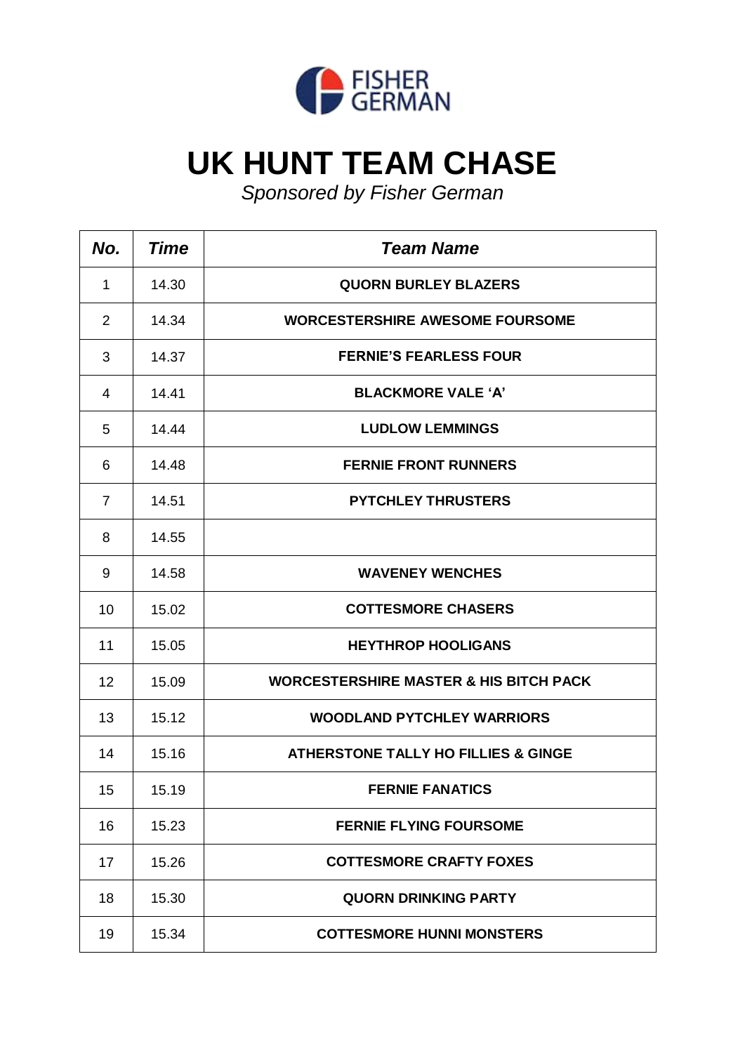FISHER GERMAN

# UK HUNT TEAM CHASE

*Sponsored by Fisher German*

| ***No.*** | ***Time*** | ***Team Name*** |
|---|---|---|
| 1 | 14.30 | **QUORN BURLEY BLAZERS** |
| 2 | 14.34 | **WORCESTERSHIRE AWESOME FOURSOME** |
| 3 | 14.37 | **FERNIE'S FEARLESS FOUR** |
| 4 | 14.41 | **BLACKMORE VALE 'A'** |
| 5 | 14.44 | **LUDLOW LEMMINGS** |
| 6 | 14.48 | **FERNIE FRONT RUNNERS** |
| 7 | 14.51 | **PYTCHLEY THRUSTERS** |
| 8 | 14.55 | |
| 9 | 14.58 | **WAVENEY WENCHES** |
| 10 | 15.02 | **COTTESMORE CHASERS** |
| 11 | 15.05 | **HEYTHROP HOOLIGANS** |
| 12 | 15.09 | **WORCESTERSHIRE MASTER & HIS BITCH PACK** |
| 13 | 15.12 | **WOODLAND PYTCHLEY WARRIORS** |
| 14 | 15.16 | **ATHERSTONE TALLY HO FILLIES & GINGE** |
| 15 | 15.19 | **FERNIE FANATICS** |
| 16 | 15.23 | **FERNIE FLYING FOURSOME** |
| 17 | 15.26 | **COTTESMORE CRAFTY FOXES** |
| 18 | 15.30 | **QUORN DRINKING PARTY** |
| 19 | 15.34 | **COTTESMORE HUNNI MONSTERS** |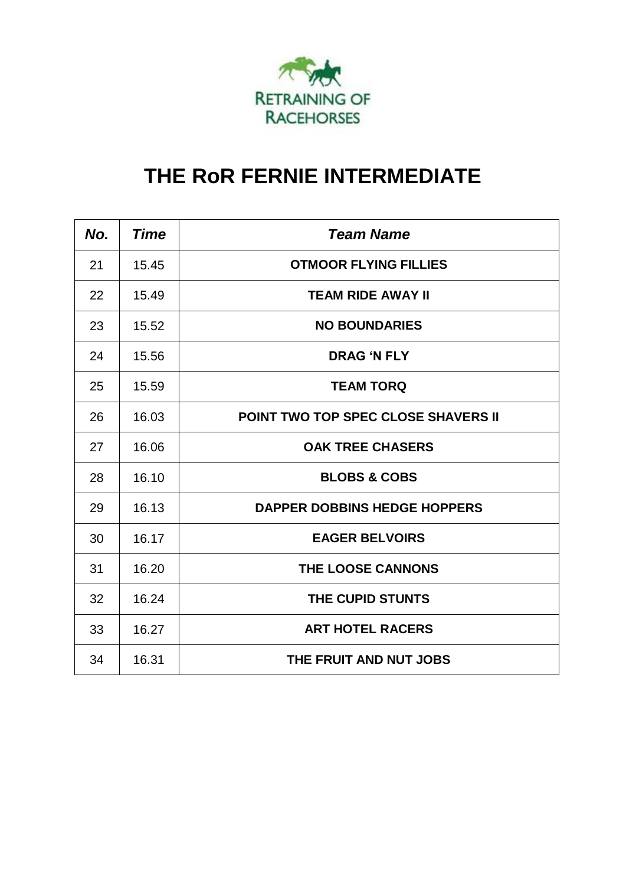# THE RoR FERNIE INTERMEDIATE

| *No.* | *Time* | *Team Name* |
| --- | --- | --- |
| 21 | 15.45 | **OTMOOR FLYING FILLIES** |
| 22 | 15.49 | **TEAM RIDE AWAY II** |
| 23 | 15.52 | **NO BOUNDARIES** |
| 24 | 15.56 | **DRAG 'N FLY** |
| 25 | 15.59 | **TEAM TORQ** |
| 26 | 16.03 | **POINT TWO TOP SPEC CLOSE SHAVERS II** |
| 27 | 16.06 | **OAK TREE CHASERS** |
| 28 | 16.10 | **BLOBS & COBS** |
| 29 | 16.13 | **DAPPER DOBBINS HEDGE HOPPERS** |
| 30 | 16.17 | **EAGER BELVOIRS** |
| 31 | 16.20 | **THE LOOSE CANNONS** |
| 32 | 16.24 | **THE CUPID STUNTS** |
| 33 | 16.27 | **ART HOTEL RACERS** |
| 34 | 16.31 | **THE FRUIT AND NUT JOBS** |